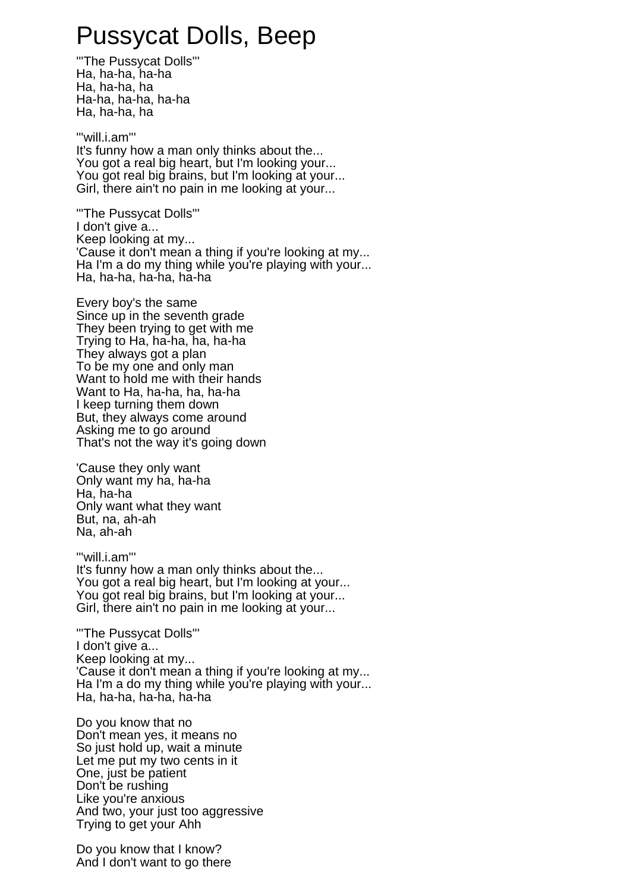# Pussycat Dolls, Beep

'''The Pussycat Dolls'''
Ha, ha-ha, ha-ha
Ha, ha-ha, ha
Ha-ha, ha-ha, ha-ha
Ha, ha-ha, ha

'''will.i.am'''
It's funny how a man only thinks about the...
You got a real big heart, but I'm looking your...
You got real big brains, but I'm looking at your...
Girl, there ain't no pain in me looking at your...

'''The Pussycat Dolls'''
I don't give a...
Keep looking at my...
'Cause it don't mean a thing if you're looking at my...
Ha I'm a do my thing while you're playing with your...
Ha, ha-ha, ha-ha, ha-ha

Every boy's the same
Since up in the seventh grade
They been trying to get with me
Trying to Ha, ha-ha, ha, ha-ha
They always got a plan
To be my one and only man
Want to hold me with their hands
Want to Ha, ha-ha, ha, ha-ha
I keep turning them down
But, they always come around
Asking me to go around
That's not the way it's going down

'Cause they only want
Only want my ha, ha-ha
Ha, ha-ha
Only want what they want
But, na, ah-ah
Na, ah-ah

'''will.i.am'''
It's funny how a man only thinks about the...
You got a real big heart, but I'm looking at your...
You got real big brains, but I'm looking at your...
Girl, there ain't no pain in me looking at your...

'''The Pussycat Dolls'''
I don't give a...
Keep looking at my...
'Cause it don't mean a thing if you're looking at my...
Ha I'm a do my thing while you're playing with your...
Ha, ha-ha, ha-ha, ha-ha

Do you know that no
Don't mean yes, it means no
So just hold up, wait a minute
Let me put my two cents in it
One, just be patient
Don't be rushing
Like you're anxious
And two, your just too aggressive
Trying to get your Ahh

Do you know that I know?
And I don't want to go there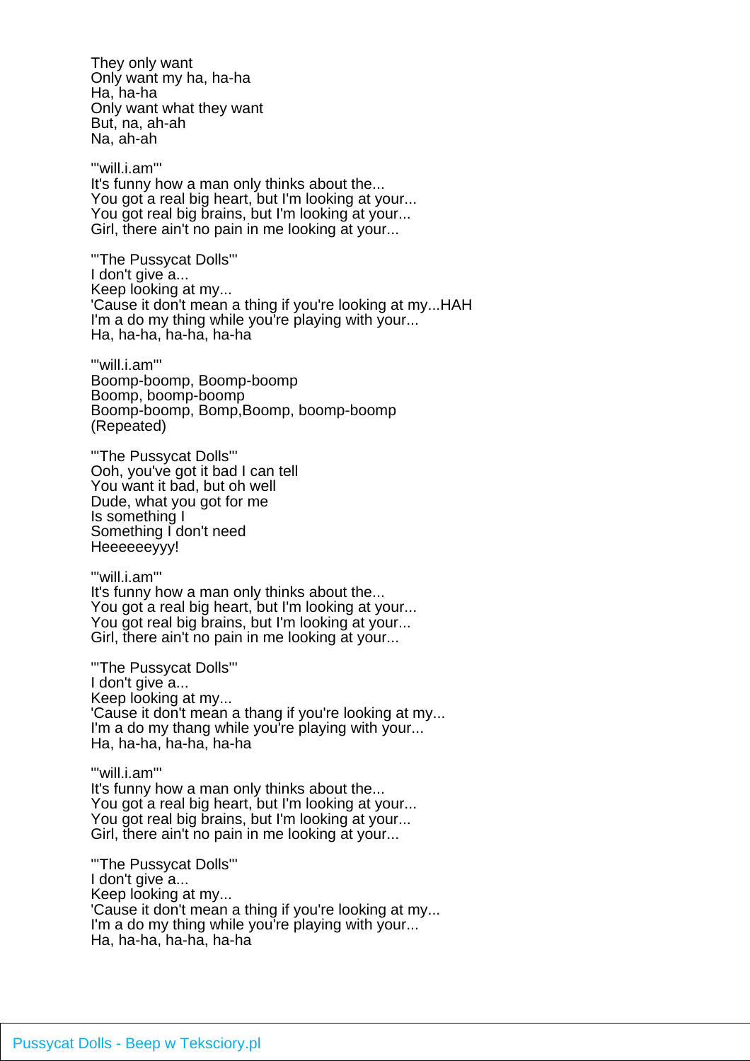They only want
Only want my ha, ha-ha
Ha, ha-ha
Only want what they want
But, na, ah-ah
Na, ah-ah

'''will.i.am'''
It's funny how a man only thinks about the...
You got a real big heart, but I'm looking at your...
You got real big brains, but I'm looking at your...
Girl, there ain't no pain in me looking at your...

'''The Pussycat Dolls'''
I don't give a...
Keep looking at my...
'Cause it don't mean a thing if you're looking at my...HAH
I'm a do my thing while you're playing with your...
Ha, ha-ha, ha-ha, ha-ha

'''will.i.am'''
Boomp-boomp, Boomp-boomp
Boomp, boomp-boomp
Boomp-boomp, Bomp,Boomp, boomp-boomp
(Repeated)

'''The Pussycat Dolls'''
Ooh, you've got it bad I can tell
You want it bad, but oh well
Dude, what you got for me
Is something I
Something I don't need
Heeeeeeyyy!

'''will.i.am'''
It's funny how a man only thinks about the...
You got a real big heart, but I'm looking at your...
You got real big brains, but I'm looking at your...
Girl, there ain't no pain in me looking at your...

'''The Pussycat Dolls'''
I don't give a...
Keep looking at my...
'Cause it don't mean a thang if you're looking at my...
I'm a do my thang while you're playing with your...
Ha, ha-ha, ha-ha, ha-ha

'''will.i.am'''
It's funny how a man only thinks about the...
You got a real big heart, but I'm looking at your...
You got real big brains, but I'm looking at your...
Girl, there ain't no pain in me looking at your...

'''The Pussycat Dolls'''
I don't give a...
Keep looking at my...
'Cause it don't mean a thing if you're looking at my...
I'm a do my thing while you're playing with your...
Ha, ha-ha, ha-ha, ha-ha